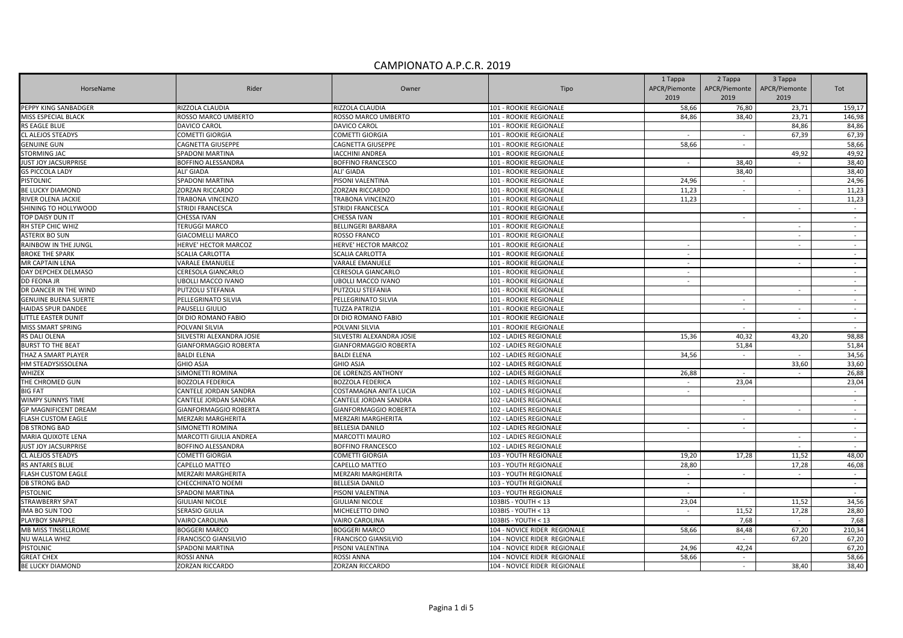# CAMPIONATO A.P.C.R. 2019

| HorseName | Rider | Owner | Tipo | 1 Tappa APCR/Piemonte 2019 | 2 Tappa APCR/Piemonte 2019 | 3 Tappa APCR/Piemonte 2019 | Tot |
|---|---|---|---|---|---|---|---|
| PEPPY KING SANBADGER | RIZZOLA CLAUDIA | RIZZOLA CLAUDIA | 101 - ROOKIE REGIONALE | 58,66 | 76,80 | 23,71 | 159,17 |
| MISS ESPECIAL BLACK | ROSSO MARCO UMBERTO | ROSSO MARCO UMBERTO | 101 - ROOKIE REGIONALE | 84,86 | 38,40 | 23,71 | 146,98 |
| RS EAGLE BLUE | DAVICO CAROL | DAVICO CAROL | 101 - ROOKIE REGIONALE | | | 84,86 | 84,86 |
| CL ALEJOS STEADYS | COMETTI GIORGIA | COMETTI GIORGIA | 101 - ROOKIE REGIONALE | - | - | 67,39 | 67,39 |
| GENUINE GUN | CAGNETTA GIUSEPPE | CAGNETTA GIUSEPPE | 101 - ROOKIE REGIONALE | 58,66 | - | | 58,66 |
| STORMING JAC | SPADONI MARTINA | IACCHINI ANDREA | 101 - ROOKIE REGIONALE | | | 49,92 | 49,92 |
| JUST JOY JACSURPRISE | BOFFINO ALESSANDRA | BOFFINO FRANCESCO | 101 - ROOKIE REGIONALE | - | 38,40 | - | 38,40 |
| GS PICCOLA LADY | ALI' GIADA | ALI' GIADA | 101 - ROOKIE REGIONALE | | 38,40 | | 38,40 |
| PISTOLNIC | SPADONI MARTINA | PISONI VALENTINA | 101 - ROOKIE REGIONALE | 24,96 | - | | 24,96 |
| BE LUCKY DIAMOND | ZORZAN RICCARDO | ZORZAN RICCARDO | 101 - ROOKIE REGIONALE | 11,23 | - | - | 11,23 |
| RIVER OLENA JACKIE | TRABONA VINCENZO | TRABONA VINCENZO | 101 - ROOKIE REGIONALE | 11,23 | | | 11,23 |
| SHINING TO HOLLYWOOD | STRIDI FRANCESCA | STRIDI FRANCESCA | 101 - ROOKIE REGIONALE | | | - | - |
| TOP DAISY DUN IT | CHESSA IVAN | CHESSA IVAN | 101 - ROOKIE REGIONALE | | - | | - |
| RH STEP CHIC WHIZ | TERUGGI MARCO | BELLINGERI BARBARA | 101 - ROOKIE REGIONALE | | | - | - |
| ASTERIX BO SUN | GIACOMELLI MARCO | ROSSO FRANCO | 101 - ROOKIE REGIONALE | | | - | - |
| RAINBOW IN THE JUNGL | HERVE' HECTOR MARCOZ | HERVE' HECTOR MARCOZ | 101 - ROOKIE REGIONALE | - | | - | - |
| BROKE THE SPARK | SCALIA CARLOTTA | SCALIA CARLOTTA | 101 - ROOKIE REGIONALE | - | | | - |
| MR CAPTAIN LENA | VARALE EMANUELE | VARALE EMANUELE | 101 - ROOKIE REGIONALE | - | | - | - |
| DAY DEPCHEX DELMASO | CERESOLA GIANCARLO | CERESOLA GIANCARLO | 101 - ROOKIE REGIONALE | - | | | - |
| DD FEONA JR | UBOLLI MACCO IVANO | UBOLLI MACCO IVANO | 101 - ROOKIE REGIONALE | - | | | - |
| DR DANCER IN THE WIND | PUTZOLU STEFANIA | PUTZOLU STEFANIA | 101 - ROOKIE REGIONALE | | | - | - |
| GENUINE BUENA SUERTE | PELLEGRINATO SILVIA | PELLEGRINATO SILVIA | 101 - ROOKIE REGIONALE | | - | | - |
| HAIDAS SPUR DANDEE | PAUSELLI GIULIO | TUZZA PATRIZIA | 101 - ROOKIE REGIONALE | | - | - | - |
| LITTLE EASTER DUNIT | DI DIO ROMANO FABIO | DI DIO ROMANO FABIO | 101 - ROOKIE REGIONALE | | | - | - |
| MISS SMART SPRING | POLVANI SILVIA | POLVANI SILVIA | 101 - ROOKIE REGIONALE | | - | | - |
| RS DALI OLENA | SILVESTRI ALEXANDRA JOSIE | SILVESTRI ALEXANDRA JOSIE | 102 - LADIES REGIONALE | 15,36 | 40,32 | 43,20 | 98,88 |
| BURST TO THE BEAT | GIANFORMAGGIO ROBERTA | GIANFORMAGGIO ROBERTA | 102 - LADIES REGIONALE | | 51,84 | | 51,84 |
| THAZ A SMART PLAYER | BALDI ELENA | BALDI ELENA | 102 - LADIES REGIONALE | 34,56 | - | - | 34,56 |
| HM STEADYSISSOLENA | GHIO ASJA | GHIO ASJA | 102 - LADIES REGIONALE | | | 33,60 | 33,60 |
| WHIZEX | SIMONETTI ROMINA | DE LORENZIS ANTHONY | 102 - LADIES REGIONALE | 26,88 | - | - | 26,88 |
| THE CHROMED GUN | BOZZOLA FEDERICA | BOZZOLA FEDERICA | 102 - LADIES REGIONALE | - | 23,04 | | 23,04 |
| BIG FAT | CANTELE JORDAN SANDRA | COSTAMAGNA ANITA LUCIA | 102 - LADIES REGIONALE | - | | | - |
| WIMPY SUNNYS TIME | CANTELE JORDAN SANDRA | CANTELE JORDAN SANDRA | 102 - LADIES REGIONALE | | - | | - |
| GP MAGNIFICENT DREAM | GIANFORMAGGIO ROBERTA | GIANFORMAGGIO ROBERTA | 102 - LADIES REGIONALE | | | - | - |
| FLASH CUSTOM EAGLE | MERZARI MARGHERITA | MERZARI MARGHERITA | 102 - LADIES REGIONALE | | - | | - |
| DB STRONG BAD | SIMONETTI ROMINA | BELLESIA DANILO | 102 - LADIES REGIONALE | - | - | | - |
| MARIA QUIXOTE LENA | MARCOTTI GIULIA ANDREA | MARCOTTI MAURO | 102 - LADIES REGIONALE | | | - | - |
| JUST JOY JACSURPRISE | BOFFINO ALESSANDRA | BOFFINO FRANCESCO | 102 - LADIES REGIONALE | | | - | - |
| CL ALEJOS STEADYS | COMETTI GIORGIA | COMETTI GIORGIA | 103 - YOUTH REGIONALE | 19,20 | 17,28 | 11,52 | 48,00 |
| RS ANTARES BLUE | CAPELLO MATTEO | CAPELLO MATTEO | 103 - YOUTH REGIONALE | 28,80 | | 17,28 | 46,08 |
| FLASH CUSTOM EAGLE | MERZARI MARGHERITA | MERZARI MARGHERITA | 103 - YOUTH REGIONALE | - | - | - | - |
| DB STRONG BAD | CHECCHINATO NOEMI | BELLESIA DANILO | 103 - YOUTH REGIONALE | - | | | - |
| PISTOLNIC | SPADONI MARTINA | PISONI VALENTINA | 103 - YOUTH REGIONALE | - | - | | - |
| STRAWBERRY SPAT | GIULIANI NICOLE | GIULIANI NICOLE | 103BIS - YOUTH < 13 | 23,04 | | 11,52 | 34,56 |
| IMA BO SUN TOO | SERASIO GIULIA | MICHELETTO DINO | 103BIS - YOUTH < 13 | - | 11,52 | 17,28 | 28,80 |
| PLAYBOY SNAPPLE | VAIRO CAROLINA | VAIRO CAROLINA | 103BIS - YOUTH < 13 | | 7,68 | - | 7,68 |
| MB MISS TINSELLROME | BOGGERI MARCO | BOGGERI MARCO | 104 - NOVICE RIDER REGIONALE | 58,66 | 84,48 | 67,20 | 210,34 |
| NU WALLA WHIZ | FRANCISCO GIANSILVIO | FRANCISCO GIANSILVIO | 104 - NOVICE RIDER REGIONALE | | - | 67,20 | 67,20 |
| PISTOLNIC | SPADONI MARTINA | PISONI VALENTINA | 104 - NOVICE RIDER REGIONALE | 24,96 | 42,24 | | 67,20 |
| GREAT CHEX | ROSSI ANNA | ROSSI ANNA | 104 - NOVICE RIDER REGIONALE | 58,66 | - | | 58,66 |
| BE LUCKY DIAMOND | ZORZAN RICCARDO | ZORZAN RICCARDO | 104 - NOVICE RIDER REGIONALE | | - | 38,40 | 38,40 |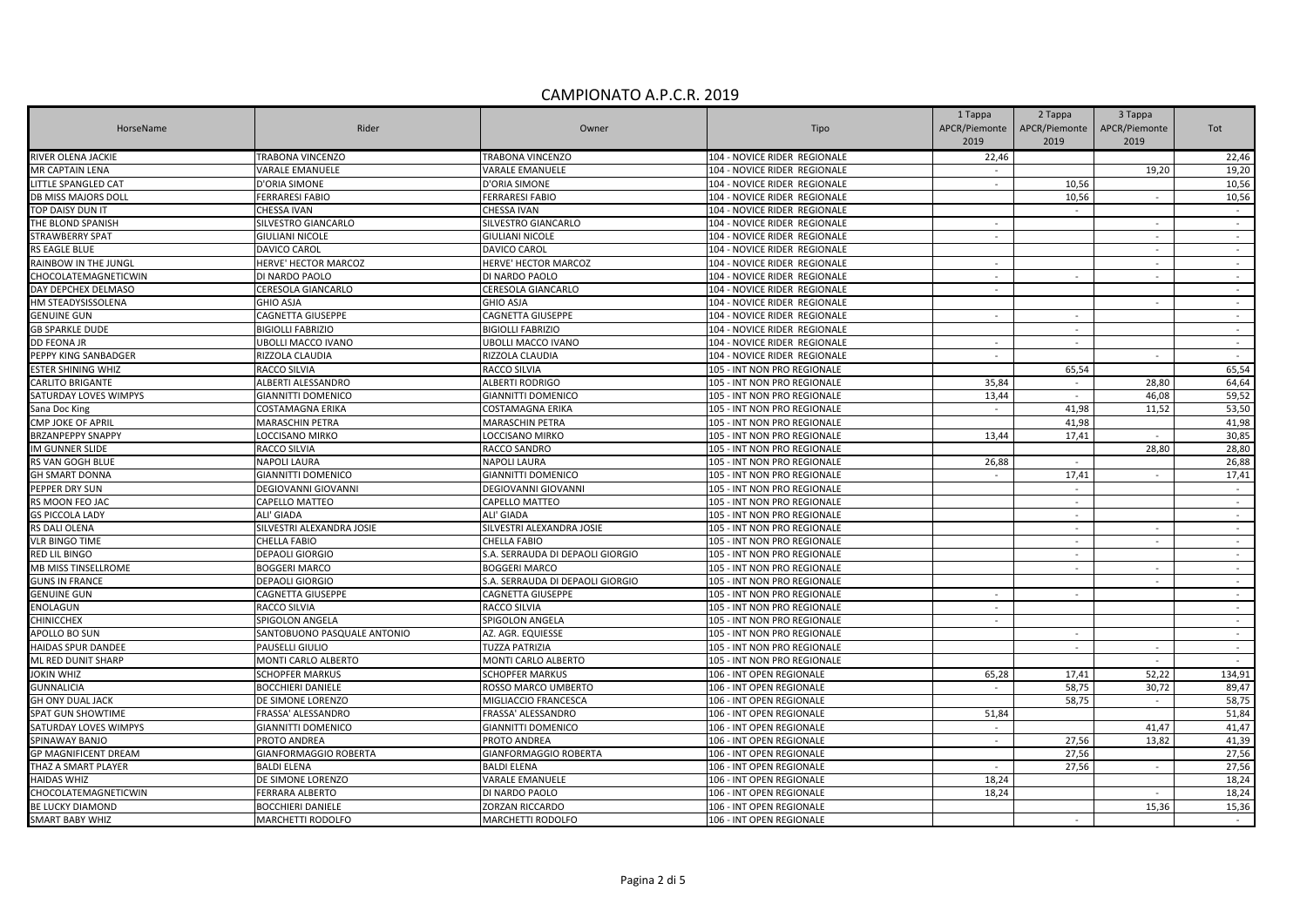# CAMPIONATO A.P.C.R. 2019

| HorseName | Rider | Owner | Tipo | 1 Tappa APCR/Piemonte 2019 | 2 Tappa APCR/Piemonte 2019 | 3 Tappa APCR/Piemonte 2019 | Tot |
|---|---|---|---|---|---|---|---|
| RIVER OLENA JACKIE | TRABONA VINCENZO | TRABONA VINCENZO | 104 - NOVICE RIDER REGIONALE | 22,46 | | | 22,46 |
| MR CAPTAIN LENA | VARALE EMANUELE | VARALE EMANUELE | 104 - NOVICE RIDER REGIONALE | - | | 19,20 | 19,20 |
| LITTLE SPANGLED CAT | D'ORIA SIMONE | D'ORIA SIMONE | 104 - NOVICE RIDER REGIONALE | - | 10,56 | | 10,56 |
| DB MISS MAJORS DOLL | FERRARESI FABIO | FERRARESI FABIO | 104 - NOVICE RIDER REGIONALE | | 10,56 | - | 10,56 |
| TOP DAISY DUN IT | CHESSA IVAN | CHESSA IVAN | 104 - NOVICE RIDER REGIONALE | | - | | - |
| THE BLOND SPANISH | SILVESTRO GIANCARLO | SILVESTRO GIANCARLO | 104 - NOVICE RIDER REGIONALE | - | | - | - |
| STRAWBERRY SPAT | GIULIANI NICOLE | GIULIANI NICOLE | 104 - NOVICE RIDER REGIONALE | - | | - | - |
| RS EAGLE BLUE | DAVICO CAROL | DAVICO CAROL | 104 - NOVICE RIDER REGIONALE | | | - | - |
| RAINBOW IN THE JUNGL | HERVE' HECTOR MARCOZ | HERVE' HECTOR MARCOZ | 104 - NOVICE RIDER REGIONALE | - | | - | - |
| CHOCOLATEMAGNETICWIN | DI NARDO PAOLO | DI NARDO PAOLO | 104 - NOVICE RIDER REGIONALE | - | - | - | - |
| DAY DEPCHEX DELMASO | CERESOLA GIANCARLO | CERESOLA GIANCARLO | 104 - NOVICE RIDER REGIONALE | - | | | - |
| HM STEADYSISSOLENA | GHIO ASJA | GHIO ASJA | 104 - NOVICE RIDER REGIONALE | | | - | - |
| GENUINE GUN | CAGNETTA GIUSEPPE | CAGNETTA GIUSEPPE | 104 - NOVICE RIDER REGIONALE | - | - | | - |
| GB SPARKLE DUDE | BIGIOLLI FABRIZIO | BIGIOLLI FABRIZIO | 104 - NOVICE RIDER REGIONALE | | - | | - |
| DD FEONA JR | UBOLLI MACCO IVANO | UBOLLI MACCO IVANO | 104 - NOVICE RIDER REGIONALE | - | - | | - |
| PEPPY KING SANBADGER | RIZZOLA CLAUDIA | RIZZOLA CLAUDIA | 104 - NOVICE RIDER REGIONALE | - | | - | - |
| ESTER SHINING WHIZ | RACCO SILVIA | RACCO SILVIA | 105 - INT NON PRO REGIONALE | | 65,54 | | 65,54 |
| CARLITO BRIGANTE | ALBERTI ALESSANDRO | ALBERTI RODRIGO | 105 - INT NON PRO REGIONALE | 35,84 | - | 28,80 | 64,64 |
| SATURDAY LOVES WIMPYS | GIANNITTI DOMENICO | GIANNITTI DOMENICO | 105 - INT NON PRO REGIONALE | 13,44 | - | 46,08 | 59,52 |
| Sana Doc King | COSTAMAGNA ERIKA | COSTAMAGNA ERIKA | 105 - INT NON PRO REGIONALE | - | 41,98 | 11,52 | 53,50 |
| CMP JOKE OF APRIL | MARASCHIN PETRA | MARASCHIN PETRA | 105 - INT NON PRO REGIONALE | | 41,98 | | 41,98 |
| BRZANPEPPY SNAPPY | LOCCISANO MIRKO | LOCCISANO MIRKO | 105 - INT NON PRO REGIONALE | 13,44 | 17,41 | - | 30,85 |
| IM GUNNER SLIDE | RACCO SILVIA | RACCO SANDRO | 105 - INT NON PRO REGIONALE | | | 28,80 | 28,80 |
| RS VAN GOGH BLUE | NAPOLI LAURA | NAPOLI LAURA | 105 - INT NON PRO REGIONALE | 26,88 | - | | 26,88 |
| GH SMART DONNA | GIANNITTI DOMENICO | GIANNITTI DOMENICO | 105 - INT NON PRO REGIONALE | - | 17,41 | - | 17,41 |
| PEPPER DRY SUN | DEGIOVANNI GIOVANNI | DEGIOVANNI GIOVANNI | 105 - INT NON PRO REGIONALE | | - | | - |
| RS MOON FEO JAC | CAPELLO MATTEO | CAPELLO MATTEO | 105 - INT NON PRO REGIONALE | | - | | - |
| GS PICCOLA LADY | ALI' GIADA | ALI' GIADA | 105 - INT NON PRO REGIONALE | | - | | - |
| RS DALI OLENA | SILVESTRI ALEXANDRA JOSIE | SILVESTRI ALEXANDRA JOSIE | 105 - INT NON PRO REGIONALE | | - | - | - |
| VLR BINGO TIME | CHELLA FABIO | CHELLA FABIO | 105 - INT NON PRO REGIONALE | | - | - | - |
| RED LIL BINGO | DEPAOLI GIORGIO | S.A. SERRAUDA DI DEPAOLI GIORGIO | 105 - INT NON PRO REGIONALE | | - | | - |
| MB MISS TINSELLROME | BOGGERI MARCO | BOGGERI MARCO | 105 - INT NON PRO REGIONALE | | - | - | - |
| GUNS IN FRANCE | DEPAOLI GIORGIO | S.A. SERRAUDA DI DEPAOLI GIORGIO | 105 - INT NON PRO REGIONALE | | | - | - |
| GENUINE GUN | CAGNETTA GIUSEPPE | CAGNETTA GIUSEPPE | 105 - INT NON PRO REGIONALE | - | - | | - |
| ENOLAGUN | RACCO SILVIA | RACCO SILVIA | 105 - INT NON PRO REGIONALE | - | | | - |
| CHINICCHEX | SPIGOLON ANGELA | SPIGOLON ANGELA | 105 - INT NON PRO REGIONALE | - | | | - |
| APOLLO BO SUN | SANTOBUONO PASQUALE ANTONIO | AZ. AGR. EQUIESSE | 105 - INT NON PRO REGIONALE | | - | | - |
| HAIDAS SPUR DANDEE | PAUSELLI GIULIO | TUZZA PATRIZIA | 105 - INT NON PRO REGIONALE | | - | - | - |
| ML RED DUNIT SHARP | MONTI CARLO ALBERTO | MONTI CARLO ALBERTO | 105 - INT NON PRO REGIONALE | | | - | - |
| JOKIN WHIZ | SCHOPFER MARKUS | SCHOPFER MARKUS | 106 - INT OPEN REGIONALE | 65,28 | 17,41 | 52,22 | 134,91 |
| GUNNALICIA | BOCCHIERI DANIELE | ROSSO MARCO UMBERTO | 106 - INT OPEN REGIONALE | - | 58,75 | 30,72 | 89,47 |
| GH ONY DUAL JACK | DE SIMONE LORENZO | MIGLIACCIO FRANCESCA | 106 - INT OPEN REGIONALE | | 58,75 | - | 58,75 |
| SPAT GUN SHOWTIME | FRASSA' ALESSANDRO | FRASSA' ALESSANDRO | 106 - INT OPEN REGIONALE | 51,84 | | | 51,84 |
| SATURDAY LOVES WIMPYS | GIANNITTI DOMENICO | GIANNITTI DOMENICO | 106 - INT OPEN REGIONALE | - | | 41,47 | 41,47 |
| SPINAWAY BANJO | PROTO ANDREA | PROTO ANDREA | 106 - INT OPEN REGIONALE | - | 27,56 | 13,82 | 41,39 |
| GP MAGNIFICENT DREAM | GIANFORMAGGIO ROBERTA | GIANFORMAGGIO ROBERTA | 106 - INT OPEN REGIONALE | | 27,56 | | 27,56 |
| THAZ A SMART PLAYER | BALDI ELENA | BALDI ELENA | 106 - INT OPEN REGIONALE | - | 27,56 | - | 27,56 |
| HAIDAS WHIZ | DE SIMONE LORENZO | VARALE EMANUELE | 106 - INT OPEN REGIONALE | 18,24 | | | 18,24 |
| CHOCOLATEMAGNETICWIN | FERRARA ALBERTO | DI NARDO PAOLO | 106 - INT OPEN REGIONALE | 18,24 | | - | 18,24 |
| BE LUCKY DIAMOND | BOCCHIERI DANIELE | ZORZAN RICCARDO | 106 - INT OPEN REGIONALE | | | 15,36 | 15,36 |
| SMART BABY WHIZ | MARCHETTI RODOLFO | MARCHETTI RODOLFO | 106 - INT OPEN REGIONALE | | - | | - |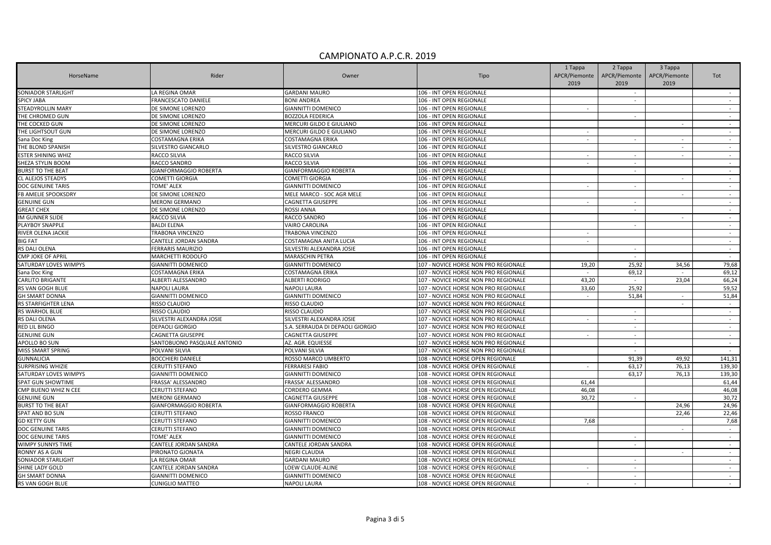# CAMPIONATO A.P.C.R. 2019

| HorseName | Rider | Owner | Tipo | 1 Tappa APCR/Piemonte 2019 | 2 Tappa APCR/Piemonte 2019 | 3 Tappa APCR/Piemonte 2019 | Tot |
|---|---|---|---|---|---|---|---|
| SONIADOR STARLIGHT | LA REGINA OMAR | GARDANI MAURO | 106 - INT OPEN REGIONALE | | - | | - |
| SPICY JABA | FRANCESCATO DANIELE | BONI ANDREA | 106 - INT OPEN REGIONALE | | - | | - |
| STEADYROLLIN MARY | DE SIMONE LORENZO | GIANNITTI DOMENICO | 106 - INT OPEN REGIONALE | - | | | - |
| THE CHROMED GUN | DE SIMONE LORENZO | BOZZOLA FEDERICA | 106 - INT OPEN REGIONALE | | - | | - |
| THE COCKED GUN | DE SIMONE LORENZO | MERCURI GILDO E GIULIANO | 106 - INT OPEN REGIONALE | | | - | - |
| THE LIGHTSOUT GUN | DE SIMONE LORENZO | MERCURI GILDO E GIULIANO | 106 - INT OPEN REGIONALE | - | | | - |
| Sana Doc King | COSTAMAGNA ERIKA | COSTAMAGNA ERIKA | 106 - INT OPEN REGIONALE | - | - | - | - |
| THE BLOND SPANISH | SILVESTRO GIANCARLO | SILVESTRO GIANCARLO | 106 - INT OPEN REGIONALE | | | - | - |
| ESTER SHINING WHIZ | RACCO SILVIA | RACCO SILVIA | 106 - INT OPEN REGIONALE | - | - | - | - |
| SHEZA STYLIN BOOM | RACCO SANDRO | RACCO SILVIA | 106 - INT OPEN REGIONALE | - | - | | - |
| BURST TO THE BEAT | GIANFORMAGGIO ROBERTA | GIANFORMAGGIO ROBERTA | 106 - INT OPEN REGIONALE | | - | | - |
| CL ALEJOS STEADYS | COMETTI GIORGIA | COMETTI GIORGIA | 106 - INT OPEN REGIONALE | | | - | - |
| DOC GENUINE TARIS | TOME' ALEX | GIANNITTI DOMENICO | 106 - INT OPEN REGIONALE | - | - | | - |
| FB AMELIE SPOOKSDRY | DE SIMONE LORENZO | MELE MARCO - SOC AGR MELE | 106 - INT OPEN REGIONALE | | | - | - |
| GENUINE GUN | MERONI GERMANO | CAGNETTA GIUSEPPE | 106 - INT OPEN REGIONALE | - | - | | - |
| GREAT CHEX | DE SIMONE LORENZO | ROSSI ANNA | 106 - INT OPEN REGIONALE | | - | | - |
| IM GUNNER SLIDE | RACCO SILVIA | RACCO SANDRO | 106 - INT OPEN REGIONALE | | | - | - |
| PLAYBOY SNAPPLE | BALDI ELENA | VAIRO CAROLINA | 106 - INT OPEN REGIONALE | | - | | - |
| RIVER OLENA JACKIE | TRABONA VINCENZO | TRABONA VINCENZO | 106 - INT OPEN REGIONALE | - | | | - |
| BIG FAT | CANTELE JORDAN SANDRA | COSTAMAGNA ANITA LUCIA | 106 - INT OPEN REGIONALE | - | | | - |
| RS DALI OLENA | FERRARIS MAURIZIO | SILVESTRI ALEXANDRA JOSIE | 106 - INT OPEN REGIONALE | | - | | - |
| CMP JOKE OF APRIL | MARCHETTI RODOLFO | MARASCHIN PETRA | 106 - INT OPEN REGIONALE | | - | | - |
| SATURDAY LOVES WIMPYS | GIANNITTI DOMENICO | GIANNITTI DOMENICO | 107 - NOVICE HORSE NON PRO REGIONALE | 19,20 | 25,92 | 34,56 | 79,68 |
| Sana Doc King | COSTAMAGNA ERIKA | COSTAMAGNA ERIKA | 107 - NOVICE HORSE NON PRO REGIONALE | - | 69,12 | - | 69,12 |
| CARLITO BRIGANTE | ALBERTI ALESSANDRO | ALBERTI RODRIGO | 107 - NOVICE HORSE NON PRO REGIONALE | 43,20 | - | 23,04 | 66,24 |
| RS VAN GOGH BLUE | NAPOLI LAURA | NAPOLI LAURA | 107 - NOVICE HORSE NON PRO REGIONALE | 33,60 | 25,92 | | 59,52 |
| GH SMART DONNA | GIANNITTI DOMENICO | GIANNITTI DOMENICO | 107 - NOVICE HORSE NON PRO REGIONALE | - | 51,84 | - | 51,84 |
| RS STARFIGHTER LENA | RISSO CLAUDIO | RISSO CLAUDIO | 107 - NOVICE HORSE NON PRO REGIONALE | | | - | - |
| RS WARHOL BLUE | RISSO CLAUDIO | RISSO CLAUDIO | 107 - NOVICE HORSE NON PRO REGIONALE | | - | | - |
| RS DALI OLENA | SILVESTRI ALEXANDRA JOSIE | SILVESTRI ALEXANDRA JOSIE | 107 - NOVICE HORSE NON PRO REGIONALE | - | - | | - |
| RED LIL BINGO | DEPAOLI GIORGIO | S.A. SERRAUDA DI DEPAOLI GIORGIO | 107 - NOVICE HORSE NON PRO REGIONALE | | - | | - |
| GENUINE GUN | CAGNETTA GIUSEPPE | CAGNETTA GIUSEPPE | 107 - NOVICE HORSE NON PRO REGIONALE | - | - | | - |
| APOLLO BO SUN | SANTOBUONO PASQUALE ANTONIO | AZ. AGR. EQUIESSE | 107 - NOVICE HORSE NON PRO REGIONALE | | - | | - |
| MISS SMART SPRING | POLVANI SILVIA | POLVANI SILVIA | 107 - NOVICE HORSE NON PRO REGIONALE | | - | | - |
| GUNNALICIA | BOCCHIERI DANIELE | ROSSO MARCO UMBERTO | 108 - NOVICE HORSE OPEN REGIONALE | | 91,39 | 49,92 | 141,31 |
| SURPRISING WHIZIE | CERUTTI STEFANO | FERRARESI FABIO | 108 - NOVICE HORSE OPEN REGIONALE | - | 63,17 | 76,13 | 139,30 |
| SATURDAY LOVES WIMPYS | GIANNITTI DOMENICO | GIANNITTI DOMENICO | 108 - NOVICE HORSE OPEN REGIONALE | | 63,17 | 76,13 | 139,30 |
| SPAT GUN SHOWTIME | FRASSA' ALESSANDRO | FRASSA' ALESSANDRO | 108 - NOVICE HORSE OPEN REGIONALE | 61,44 | | | 61,44 |
| CMP BUENO WHIZ N CEE | CERUTTI STEFANO | CORDERO GEMMA | 108 - NOVICE HORSE OPEN REGIONALE | 46,08 | | | 46,08 |
| GENUINE GUN | MERONI GERMANO | CAGNETTA GIUSEPPE | 108 - NOVICE HORSE OPEN REGIONALE | 30,72 | - | | 30,72 |
| BURST TO THE BEAT | GIANFORMAGGIO ROBERTA | GIANFORMAGGIO ROBERTA | 108 - NOVICE HORSE OPEN REGIONALE | | | 24,96 | 24,96 |
| SPAT AND BO SUN | CERUTTI STEFANO | ROSSO FRANCO | 108 - NOVICE HORSE OPEN REGIONALE | | | 22,46 | 22,46 |
| GD KETTY GUN | CERUTTI STEFANO | GIANNITTI DOMENICO | 108 - NOVICE HORSE OPEN REGIONALE | 7,68 | | | 7,68 |
| DOC GENUINE TARIS | CERUTTI STEFANO | GIANNITTI DOMENICO | 108 - NOVICE HORSE OPEN REGIONALE | | | - | - |
| DOC GENUINE TARIS | TOME' ALEX | GIANNITTI DOMENICO | 108 - NOVICE HORSE OPEN REGIONALE | | - | | - |
| WIMPY SUNNYS TIME | CANTELE JORDAN SANDRA | CANTELE JORDAN SANDRA | 108 - NOVICE HORSE OPEN REGIONALE | | - | | - |
| RONNY AS A GUN | PIRONATO GIONATA | NEGRI CLAUDIA | 108 - NOVICE HORSE OPEN REGIONALE | | | - | - |
| SONIADOR STARLIGHT | LA REGINA OMAR | GARDANI MAURO | 108 - NOVICE HORSE OPEN REGIONALE | | - | | - |
| SHINE LADY GOLD | CANTELE JORDAN SANDRA | LOEW CLAUDE-ALINE | 108 - NOVICE HORSE OPEN REGIONALE | - | - | | - |
| GH SMART DONNA | GIANNITTI DOMENICO | GIANNITTI DOMENICO | 108 - NOVICE HORSE OPEN REGIONALE | | - | | - |
| RS VAN GOGH BLUE | CUNIGLIO MATTEO | NAPOLI LAURA | 108 - NOVICE HORSE OPEN REGIONALE | - | - | | - |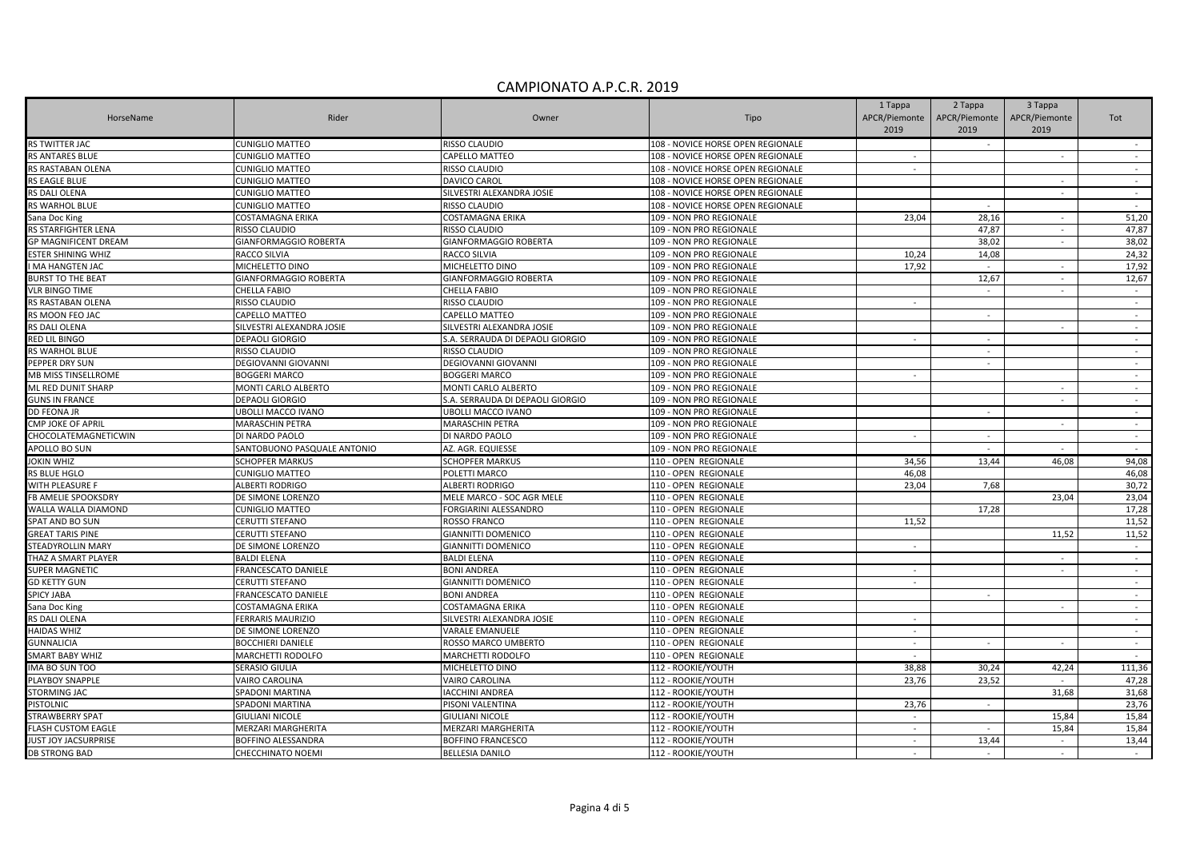## CAMPIONATO A.P.C.R. 2019

| HorseName | Rider | Owner | Tipo | 1 Tappa APCR/Piemonte 2019 | 2 Tappa APCR/Piemonte 2019 | 3 Tappa APCR/Piemonte 2019 | Tot |
|---|---|---|---|---|---|---|---|
| RS TWITTER JAC | CUNIGLIO MATTEO | RISSO CLAUDIO | 108 - NOVICE HORSE OPEN REGIONALE | | - | | - |
| RS ANTARES BLUE | CUNIGLIO MATTEO | CAPELLO MATTEO | 108 - NOVICE HORSE OPEN REGIONALE | - | | - | - |
| RS RASTABAN OLENA | CUNIGLIO MATTEO | RISSO CLAUDIO | 108 - NOVICE HORSE OPEN REGIONALE | - | | | - |
| RS EAGLE BLUE | CUNIGLIO MATTEO | DAVICO CAROL | 108 - NOVICE HORSE OPEN REGIONALE | | | - | - |
| RS DALI OLENA | CUNIGLIO MATTEO | SILVESTRI ALEXANDRA JOSIE | 108 - NOVICE HORSE OPEN REGIONALE | | | - | - |
| RS WARHOL BLUE | CUNIGLIO MATTEO | RISSO CLAUDIO | 108 - NOVICE HORSE OPEN REGIONALE | | - | | - |
| Sana Doc King | COSTAMAGNA ERIKA | COSTAMAGNA ERIKA | 109 - NON PRO REGIONALE | 23,04 | 28,16 | - | 51,20 |
| RS STARFIGHTER LENA | RISSO CLAUDIO | RISSO CLAUDIO | 109 - NON PRO REGIONALE | | 47,87 | - | 47,87 |
| GP MAGNIFICENT DREAM | GIANFORMAGGIO ROBERTA | GIANFORMAGGIO ROBERTA | 109 - NON PRO REGIONALE | | 38,02 | - | 38,02 |
| ESTER SHINING WHIZ | RACCO SILVIA | RACCO SILVIA | 109 - NON PRO REGIONALE | 10,24 | 14,08 | | 24,32 |
| I MA HANGTEN JAC | MICHELETTO DINO | MICHELETTO DINO | 109 - NON PRO REGIONALE | 17,92 | - | - | 17,92 |
| BURST TO THE BEAT | GIANFORMAGGIO ROBERTA | GIANFORMAGGIO ROBERTA | 109 - NON PRO REGIONALE | | 12,67 | - | 12,67 |
| VLR BINGO TIME | CHELLA FABIO | CHELLA FABIO | 109 - NON PRO REGIONALE | | - | - | - |
| RS RASTABAN OLENA | RISSO CLAUDIO | RISSO CLAUDIO | 109 - NON PRO REGIONALE | - | | | - |
| RS MOON FEO JAC | CAPELLO MATTEO | CAPELLO MATTEO | 109 - NON PRO REGIONALE | | - | | - |
| RS DALI OLENA | SILVESTRI ALEXANDRA JOSIE | SILVESTRI ALEXANDRA JOSIE | 109 - NON PRO REGIONALE | | | - | - |
| RED LIL BINGO | DEPAOLI GIORGIO | S.A. SERRAUDA DI DEPAOLI GIORGIO | 109 - NON PRO REGIONALE | - | - | | - |
| RS WARHOL BLUE | RISSO CLAUDIO | RISSO CLAUDIO | 109 - NON PRO REGIONALE | | - | | - |
| PEPPER DRY SUN | DEGIOVANNI GIOVANNI | DEGIOVANNI GIOVANNI | 109 - NON PRO REGIONALE | | - | | - |
| MB MISS TINSELLROME | BOGGERI MARCO | BOGGERI MARCO | 109 - NON PRO REGIONALE | - | | | - |
| ML RED DUNIT SHARP | MONTI CARLO ALBERTO | MONTI CARLO ALBERTO | 109 - NON PRO REGIONALE | | | - | - |
| GUNS IN FRANCE | DEPAOLI GIORGIO | S.A. SERRAUDA DI DEPAOLI GIORGIO | 109 - NON PRO REGIONALE | | | - | - |
| DD FEONA JR | UBOLLI MACCO IVANO | UBOLLI MACCO IVANO | 109 - NON PRO REGIONALE | | - | | - |
| CMP JOKE OF APRIL | MARASCHIN PETRA | MARASCHIN PETRA | 109 - NON PRO REGIONALE | | | - | - |
| CHOCOLATEMAGNETICWIN | DI NARDO PAOLO | DI NARDO PAOLO | 109 - NON PRO REGIONALE | - | - | | - |
| APOLLO BO SUN | SANTOBUONO PASQUALE ANTONIO | AZ. AGR. EQUIESSE | 109 - NON PRO REGIONALE | | - | - | - |
| JOKIN WHIZ | SCHOPFER MARKUS | SCHOPFER MARKUS | 110 - OPEN REGIONALE | 34,56 | 13,44 | 46,08 | 94,08 |
| RS BLUE HGLO | CUNIGLIO MATTEO | POLETTI MARCO | 110 - OPEN REGIONALE | 46,08 | | | 46,08 |
| WITH PLEASURE F | ALBERTI RODRIGO | ALBERTI RODRIGO | 110 - OPEN REGIONALE | 23,04 | 7,68 | | 30,72 |
| FB AMELIE SPOOKSDRY | DE SIMONE LORENZO | MELE MARCO - SOC AGR MELE | 110 - OPEN REGIONALE | | | 23,04 | 23,04 |
| WALLA WALLA DIAMOND | CUNIGLIO MATTEO | FORGIARINI ALESSANDRO | 110 - OPEN REGIONALE | | 17,28 | | 17,28 |
| SPAT AND BO SUN | CERUTTI STEFANO | ROSSO FRANCO | 110 - OPEN REGIONALE | 11,52 | | | 11,52 |
| GREAT TARIS PINE | CERUTTI STEFANO | GIANNITTI DOMENICO | 110 - OPEN REGIONALE | | | 11,52 | 11,52 |
| STEADYROLLIN MARY | DE SIMONE LORENZO | GIANNITTI DOMENICO | 110 - OPEN REGIONALE | - | | | - |
| THAZ A SMART PLAYER | BALDI ELENA | BALDI ELENA | 110 - OPEN REGIONALE | | | - | - |
| SUPER MAGNETIC | FRANCESCATO DANIELE | BONI ANDREA | 110 - OPEN REGIONALE | - | | - | - |
| GD KETTY GUN | CERUTTI STEFANO | GIANNITTI DOMENICO | 110 - OPEN REGIONALE | - | | | - |
| SPICY JABA | FRANCESCATO DANIELE | BONI ANDREA | 110 - OPEN REGIONALE | | - | | - |
| Sana Doc King | COSTAMAGNA ERIKA | COSTAMAGNA ERIKA | 110 - OPEN REGIONALE | | | - | - |
| RS DALI OLENA | FERRARIS MAURIZIO | SILVESTRI ALEXANDRA JOSIE | 110 - OPEN REGIONALE | - | | | - |
| HAIDAS WHIZ | DE SIMONE LORENZO | VARALE EMANUELE | 110 - OPEN REGIONALE | - | | | - |
| GUNNALICIA | BOCCHIERI DANIELE | ROSSO MARCO UMBERTO | 110 - OPEN REGIONALE | - | - | - | - |
| SMART BABY WHIZ | MARCHETTI RODOLFO | MARCHETTI RODOLFO | 110 - OPEN REGIONALE | - | | | - |
| IMA BO SUN TOO | SERASIO GIULIA | MICHELETTO DINO | 112 - ROOKIE/YOUTH | 38,88 | 30,24 | 42,24 | 111,36 |
| PLAYBOY SNAPPLE | VAIRO CAROLINA | VAIRO CAROLINA | 112 - ROOKIE/YOUTH | 23,76 | 23,52 | - | 47,28 |
| STORMING JAC | SPADONI MARTINA | IACCHINI ANDREA | 112 - ROOKIE/YOUTH | | | 31,68 | 31,68 |
| PISTOLNIC | SPADONI MARTINA | PISONI VALENTINA | 112 - ROOKIE/YOUTH | 23,76 | - | | 23,76 |
| STRAWBERRY SPAT | GIULIANI NICOLE | GIULIANI NICOLE | 112 - ROOKIE/YOUTH | - | | 15,84 | 15,84 |
| FLASH CUSTOM EAGLE | MERZARI MARGHERITA | MERZARI MARGHERITA | 112 - ROOKIE/YOUTH | - | - | 15,84 | 15,84 |
| JUST JOY JACSURPRISE | BOFFINO ALESSANDRA | BOFFINO FRANCESCO | 112 - ROOKIE/YOUTH | - | 13,44 | - | 13,44 |
| DB STRONG BAD | CHECCHINATO NOEMI | BELLESIA DANILO | 112 - ROOKIE/YOUTH | - | - | - | - |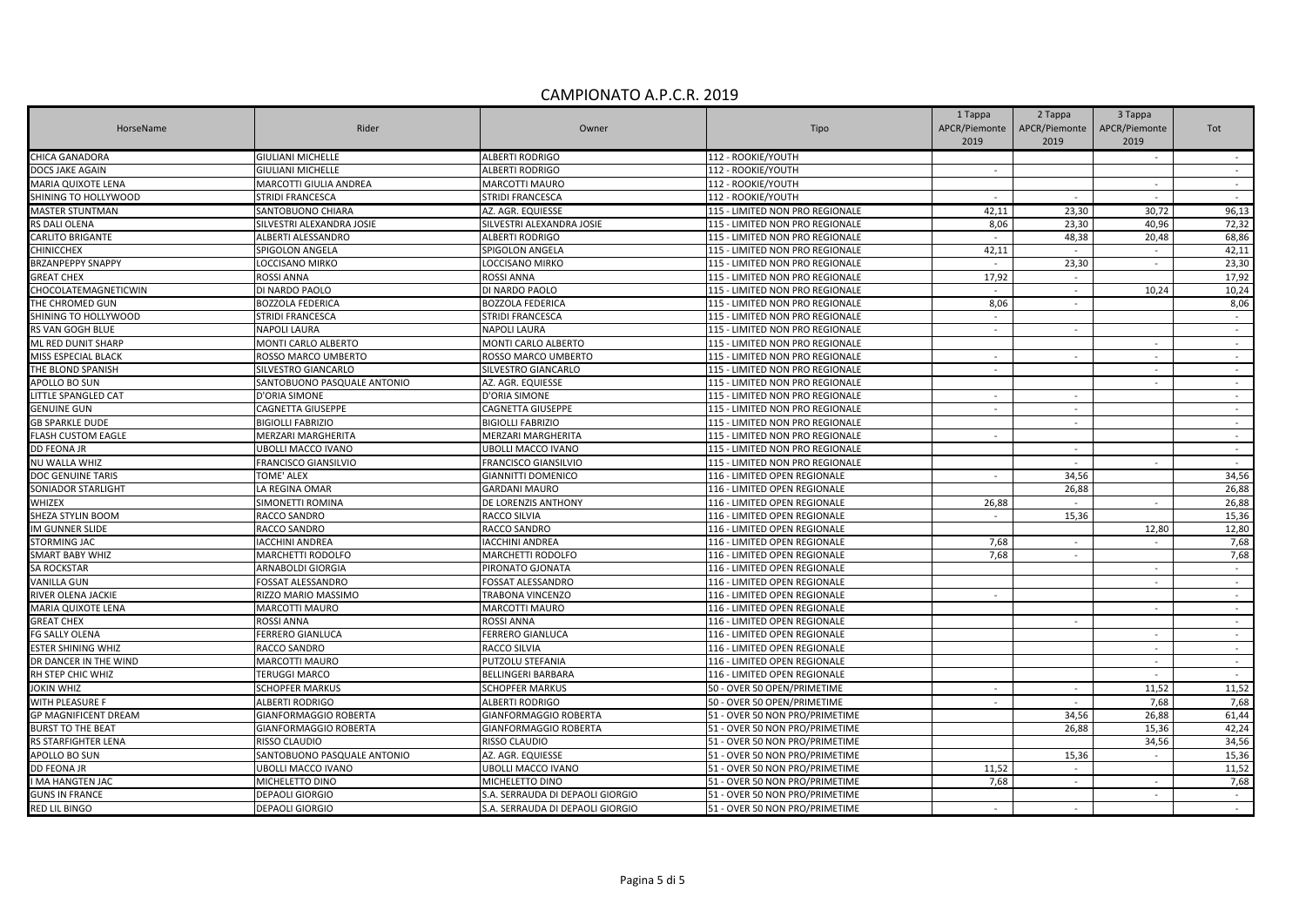# CAMPIONATO A.P.C.R. 2019

| HorseName | Rider | Owner | Tipo | 1 Tappa APCR/Piemonte 2019 | 2 Tappa APCR/Piemonte 2019 | 3 Tappa APCR/Piemonte 2019 | Tot |
|---|---|---|---|---|---|---|---|
| CHICA GANADORA | GIULIANI MICHELLE | ALBERTI RODRIGO | 112 - ROOKIE/YOUTH | | | - | - |
| DOCS JAKE AGAIN | GIULIANI MICHELLE | ALBERTI RODRIGO | 112 - ROOKIE/YOUTH | - | | | - |
| MARIA QUIXOTE LENA | MARCOTTI GIULIA ANDREA | MARCOTTI MAURO | 112 - ROOKIE/YOUTH | | | - | - |
| SHINING TO HOLLYWOOD | STRIDI FRANCESCA | STRIDI FRANCESCA | 112 - ROOKIE/YOUTH | - | - | - | - |
| MASTER STUNTMAN | SANTOBUONO CHIARA | AZ. AGR. EQUIESSE | 115 - LIMITED NON PRO REGIONALE | 42,11 | 23,30 | 30,72 | 96,13 |
| RS DALI OLENA | SILVESTRI ALEXANDRA JOSIE | SILVESTRI ALEXANDRA JOSIE | 115 - LIMITED NON PRO REGIONALE | 8,06 | 23,30 | 40,96 | 72,32 |
| CARLITO BRIGANTE | ALBERTI ALESSANDRO | ALBERTI RODRIGO | 115 - LIMITED NON PRO REGIONALE | - | 48,38 | 20,48 | 68,86 |
| CHINICCHEX | SPIGOLON ANGELA | SPIGOLON ANGELA | 115 - LIMITED NON PRO REGIONALE | 42,11 | - | - | 42,11 |
| BRZANPEPPY SNAPPY | LOCCISANO MIRKO | LOCCISANO MIRKO | 115 - LIMITED NON PRO REGIONALE | - | 23,30 | - | 23,30 |
| GREAT CHEX | ROSSI ANNA | ROSSI ANNA | 115 - LIMITED NON PRO REGIONALE | 17,92 | - | | 17,92 |
| CHOCOLATEMAGNETICWIN | DI NARDO PAOLO | DI NARDO PAOLO | 115 - LIMITED NON PRO REGIONALE | - | - | 10,24 | 10,24 |
| THE CHROMED GUN | BOZZOLA FEDERICA | BOZZOLA FEDERICA | 115 - LIMITED NON PRO REGIONALE | 8,06 | - | | 8,06 |
| SHINING TO HOLLYWOOD | STRIDI FRANCESCA | STRIDI FRANCESCA | 115 - LIMITED NON PRO REGIONALE | - | | | - |
| RS VAN GOGH BLUE | NAPOLI LAURA | NAPOLI LAURA | 115 - LIMITED NON PRO REGIONALE | - | - | | - |
| ML RED DUNIT SHARP | MONTI CARLO ALBERTO | MONTI CARLO ALBERTO | 115 - LIMITED NON PRO REGIONALE | | | - | - |
| MISS ESPECIAL BLACK | ROSSO MARCO UMBERTO | ROSSO MARCO UMBERTO | 115 - LIMITED NON PRO REGIONALE | - | - | - | - |
| THE BLOND SPANISH | SILVESTRO GIANCARLO | SILVESTRO GIANCARLO | 115 - LIMITED NON PRO REGIONALE | - | | - | - |
| APOLLO BO SUN | SANTOBUONO PASQUALE ANTONIO | AZ. AGR. EQUIESSE | 115 - LIMITED NON PRO REGIONALE | | | - | - |
| LITTLE SPANGLED CAT | D'ORIA SIMONE | D'ORIA SIMONE | 115 - LIMITED NON PRO REGIONALE | - | - | | - |
| GENUINE GUN | CAGNETTA GIUSEPPE | CAGNETTA GIUSEPPE | 115 - LIMITED NON PRO REGIONALE | - | - | | - |
| GB SPARKLE DUDE | BIGIOLLI FABRIZIO | BIGIOLLI FABRIZIO | 115 - LIMITED NON PRO REGIONALE | | - | | - |
| FLASH CUSTOM EAGLE | MERZARI MARGHERITA | MERZARI MARGHERITA | 115 - LIMITED NON PRO REGIONALE | - | | | - |
| DD FEONA JR | UBOLLI MACCO IVANO | UBOLLI MACCO IVANO | 115 - LIMITED NON PRO REGIONALE | | - | | - |
| NU WALLA WHIZ | FRANCISCO GIANSILVIO | FRANCISCO GIANSILVIO | 115 - LIMITED NON PRO REGIONALE | | - | - | - |
| DOC GENUINE TARIS | TOME' ALEX | GIANNITTI DOMENICO | 116 - LIMITED OPEN REGIONALE | - | 34,56 | | 34,56 |
| SONIADOR STARLIGHT | LA REGINA OMAR | GARDANI MAURO | 116 - LIMITED OPEN REGIONALE | | 26,88 | | 26,88 |
| WHIZEX | SIMONETTI ROMINA | DE LORENZIS ANTHONY | 116 - LIMITED OPEN REGIONALE | 26,88 | - | - | 26,88 |
| SHEZA STYLIN BOOM | RACCO SANDRO | RACCO SILVIA | 116 - LIMITED OPEN REGIONALE | - | 15,36 | | 15,36 |
| IM GUNNER SLIDE | RACCO SANDRO | RACCO SANDRO | 116 - LIMITED OPEN REGIONALE | | | 12,80 | 12,80 |
| STORMING JAC | IACCHINI ANDREA | IACCHINI ANDREA | 116 - LIMITED OPEN REGIONALE | 7,68 | - | - | 7,68 |
| SMART BABY WHIZ | MARCHETTI RODOLFO | MARCHETTI RODOLFO | 116 - LIMITED OPEN REGIONALE | 7,68 | - | | 7,68 |
| SA ROCKSTAR | ARNABOLDI GIORGIA | PIRONATO GJONATA | 116 - LIMITED OPEN REGIONALE | | | - | - |
| VANILLA GUN | FOSSAT ALESSANDRO | FOSSAT ALESSANDRO | 116 - LIMITED OPEN REGIONALE | | | - | - |
| RIVER OLENA JACKIE | RIZZO MARIO MASSIMO | TRABONA VINCENZO | 116 - LIMITED OPEN REGIONALE | - | | | - |
| MARIA QUIXOTE LENA | MARCOTTI MAURO | MARCOTTI MAURO | 116 - LIMITED OPEN REGIONALE | | | - | - |
| GREAT CHEX | ROSSI ANNA | ROSSI ANNA | 116 - LIMITED OPEN REGIONALE | | - | | - |
| FG SALLY OLENA | FERRERO GIANLUCA | FERRERO GIANLUCA | 116 - LIMITED OPEN REGIONALE | | | - | - |
| ESTER SHINING WHIZ | RACCO SANDRO | RACCO SILVIA | 116 - LIMITED OPEN REGIONALE | | | - | - |
| DR DANCER IN THE WIND | MARCOTTI MAURO | PUTZOLU STEFANIA | 116 - LIMITED OPEN REGIONALE | | | - | - |
| RH STEP CHIC WHIZ | TERUGGI MARCO | BELLINGERI BARBARA | 116 - LIMITED OPEN REGIONALE | | | - | - |
| JOKIN WHIZ | SCHOPFER MARKUS | SCHOPFER MARKUS | 50 - OVER 50 OPEN/PRIMETIME | - | - | 11,52 | 11,52 |
| WITH PLEASURE F | ALBERTI RODRIGO | ALBERTI RODRIGO | 50 - OVER 50 OPEN/PRIMETIME | - | - | 7,68 | 7,68 |
| GP MAGNIFICENT DREAM | GIANFORMAGGIO ROBERTA | GIANFORMAGGIO ROBERTA | 51 - OVER 50 NON PRO/PRIMETIME | | 34,56 | 26,88 | 61,44 |
| BURST TO THE BEAT | GIANFORMAGGIO ROBERTA | GIANFORMAGGIO ROBERTA | 51 - OVER 50 NON PRO/PRIMETIME | | 26,88 | 15,36 | 42,24 |
| RS STARFIGHTER LENA | RISSO CLAUDIO | RISSO CLAUDIO | 51 - OVER 50 NON PRO/PRIMETIME | | | 34,56 | 34,56 |
| APOLLO BO SUN | SANTOBUONO PASQUALE ANTONIO | AZ. AGR. EQUIESSE | 51 - OVER 50 NON PRO/PRIMETIME | | 15,36 | - | 15,36 |
| DD FEONA JR | UBOLLI MACCO IVANO | UBOLLI MACCO IVANO | 51 - OVER 50 NON PRO/PRIMETIME | 11,52 | - | | 11,52 |
| I MA HANGTEN JAC | MICHELETTO DINO | MICHELETTO DINO | 51 - OVER 50 NON PRO/PRIMETIME | 7,68 | - | - | 7,68 |
| GUNS IN FRANCE | DEPAOLI GIORGIO | S.A. SERRAUDA DI DEPAOLI GIORGIO | 51 - OVER 50 NON PRO/PRIMETIME | | | - | - |
| RED LIL BINGO | DEPAOLI GIORGIO | S.A. SERRAUDA DI DEPAOLI GIORGIO | 51 - OVER 50 NON PRO/PRIMETIME | - | - | | - |